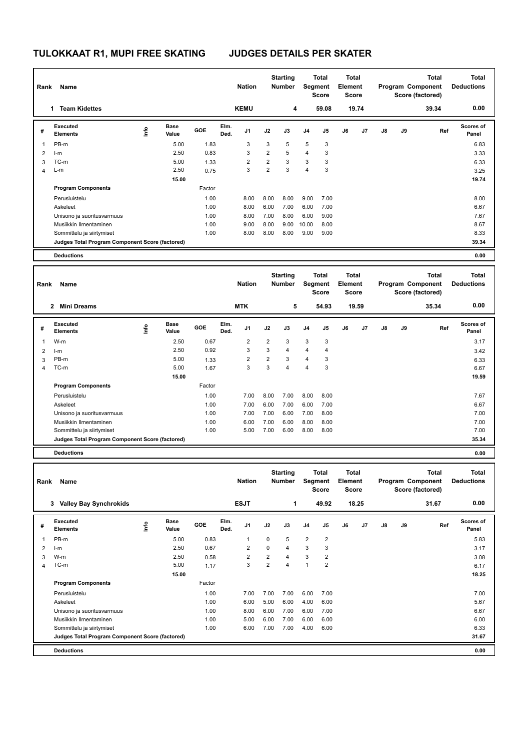# TULOKKAAT R1, MUPI FREE SKATING JUDGES DETAILS PER SKATER

| Rank | Name | Nation | Starting Number | Total Segment Score | Total Element Score | Total Program Component Score (factored) | Total Deductions |
|---|---|---|---|---|---|---|---|
| 1 | Team Kidettes | KEMU | 4 | 59.08 | 19.74 | 39.34 | 0.00 |

| # | Executed Elements | Info | Base Value | GOE | Elm. Ded. | J1 | J2 | J3 | J4 | J5 | J6 | J7 | J8 | J9 | Ref | Scores of Panel |
|---|---|---|---|---|---|---|---|---|---|---|---|---|---|---|---|---|
| 1 | PB-m | | 5.00 | 1.83 | | 3 | 3 | 5 | 5 | 3 | | | | | | 6.83 |
| 2 | I-m | | 2.50 | 0.83 | | 3 | 2 | 5 | 4 | 3 | | | | | | 3.33 |
| 3 | TC-m | | 5.00 | 1.33 | | 2 | 2 | 3 | 3 | 3 | | | | | | 6.33 |
| 4 | L-m | | 2.50 | 0.75 | | 3 | 2 | 3 | 4 | 3 | | | | | | 3.25 |
| | | | 15.00 | | | | | | | | | | | | | 19.74 |
| | **Program Components** | | | Factor | | | | | | | | | | | | |
| | Perusluistelu | | | 1.00 | | 8.00 | 8.00 | 8.00 | 9.00 | 7.00 | | | | | | 8.00 |
| | Askeleet | | | 1.00 | | 8.00 | 6.00 | 7.00 | 6.00 | 7.00 | | | | | | 6.67 |
| | Unisono ja suoritusvarmuus | | | 1.00 | | 8.00 | 7.00 | 8.00 | 6.00 | 9.00 | | | | | | 7.67 |
| | Musiikkin Ilmentaminen | | | 1.00 | | 9.00 | 8.00 | 9.00 | 10.00 | 8.00 | | | | | | 8.67 |
| | Sommittelu ja siirtymiset | | | 1.00 | | 8.00 | 8.00 | 8.00 | 9.00 | 9.00 | | | | | | 8.33 |
| | Judges Total Program Component Score (factored) | | | | | | | | | | | | | | | 39.34 |
| | **Deductions** | | | | | | | | | | | | | | | 0.00 |

| Rank | Name | Nation | Starting Number | Total Segment Score | Total Element Score | Total Program Component Score (factored) | Total Deductions |
|---|---|---|---|---|---|---|---|
| 2 | Mini Dreams | MTK | 5 | 54.93 | 19.59 | 35.34 | 0.00 |

| # | Executed Elements | Info | Base Value | GOE | Elm. Ded. | J1 | J2 | J3 | J4 | J5 | J6 | J7 | J8 | J9 | Ref | Scores of Panel |
|---|---|---|---|---|---|---|---|---|---|---|---|---|---|---|---|---|
| 1 | W-m | | 2.50 | 0.67 | | 2 | 2 | 3 | 3 | 3 | | | | | | 3.17 |
| 2 | I-m | | 2.50 | 0.92 | | 3 | 3 | 4 | 4 | 4 | | | | | | 3.42 |
| 3 | PB-m | | 5.00 | 1.33 | | 2 | 2 | 3 | 4 | 3 | | | | | | 6.33 |
| 4 | TC-m | | 5.00 | 1.67 | | 3 | 3 | 4 | 4 | 3 | | | | | | 6.67 |
| | | | 15.00 | | | | | | | | | | | | | 19.59 |
| | **Program Components** | | | Factor | | | | | | | | | | | | |
| | Perusluistelu | | | 1.00 | | 7.00 | 8.00 | 7.00 | 8.00 | 8.00 | | | | | | 7.67 |
| | Askeleet | | | 1.00 | | 7.00 | 6.00 | 7.00 | 6.00 | 7.00 | | | | | | 6.67 |
| | Unisono ja suoritusvarmuus | | | 1.00 | | 7.00 | 7.00 | 6.00 | 7.00 | 8.00 | | | | | | 7.00 |
| | Musiikkin Ilmentaminen | | | 1.00 | | 6.00 | 7.00 | 6.00 | 8.00 | 8.00 | | | | | | 7.00 |
| | Sommittelu ja siirtymiset | | | 1.00 | | 5.00 | 7.00 | 6.00 | 8.00 | 8.00 | | | | | | 7.00 |
| | Judges Total Program Component Score (factored) | | | | | | | | | | | | | | | 35.34 |
| | **Deductions** | | | | | | | | | | | | | | | 0.00 |

| Rank | Name | Nation | Starting Number | Total Segment Score | Total Element Score | Total Program Component Score (factored) | Total Deductions |
|---|---|---|---|---|---|---|---|
| 3 | Valley Bay Synchrokids | ESJT | 1 | 49.92 | 18.25 | 31.67 | 0.00 |

| # | Executed Elements | Info | Base Value | GOE | Elm. Ded. | J1 | J2 | J3 | J4 | J5 | J6 | J7 | J8 | J9 | Ref | Scores of Panel |
|---|---|---|---|---|---|---|---|---|---|---|---|---|---|---|---|---|
| 1 | PB-m | | 5.00 | 0.83 | | 1 | 0 | 5 | 2 | 2 | | | | | | 5.83 |
| 2 | I-m | | 2.50 | 0.67 | | 2 | 0 | 4 | 3 | 3 | | | | | | 3.17 |
| 3 | W-m | | 2.50 | 0.58 | | 2 | 2 | 4 | 3 | 2 | | | | | | 3.08 |
| 4 | TC-m | | 5.00 | 1.17 | | 3 | 2 | 4 | 1 | 2 | | | | | | 6.17 |
| | | | 15.00 | | | | | | | | | | | | | 18.25 |
| | **Program Components** | | | Factor | | | | | | | | | | | | |
| | Perusluistelu | | | 1.00 | | 7.00 | 7.00 | 7.00 | 6.00 | 7.00 | | | | | | 7.00 |
| | Askeleet | | | 1.00 | | 6.00 | 5.00 | 6.00 | 4.00 | 6.00 | | | | | | 5.67 |
| | Unisono ja suoritusvarmuus | | | 1.00 | | 8.00 | 6.00 | 7.00 | 6.00 | 7.00 | | | | | | 6.67 |
| | Musiikkin Ilmentaminen | | | 1.00 | | 5.00 | 6.00 | 7.00 | 6.00 | 6.00 | | | | | | 6.00 |
| | Sommittelu ja siirtymiset | | | 1.00 | | 6.00 | 7.00 | 7.00 | 4.00 | 6.00 | | | | | | 6.33 |
| | Judges Total Program Component Score (factored) | | | | | | | | | | | | | | | 31.67 |
| | **Deductions** | | | | | | | | | | | | | | | 0.00 |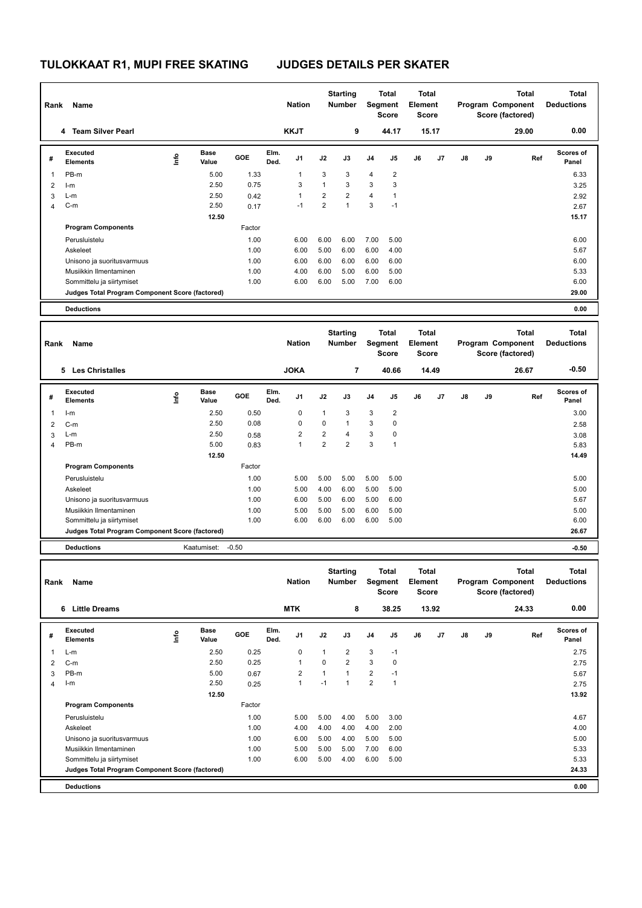# TULOKKAAT R1, MUPI FREE SKATING JUDGES DETAILS PER SKATER

| Rank | Name | Nation | Starting Number | Total Segment Score | Total Element Score | Total Program Component Score (factored) | Total Deductions |
|---|---|---|---|---|---|---|---|
| 4 | Team Silver Pearl | KKJT | 9 | 44.17 | 15.17 | 29.00 | 0.00 |

| # | Executed Elements | Info | Base Value | GOE | Elm. Ded. | J1 | J2 | J3 | J4 | J5 | J6 | J7 | J8 | J9 | Ref | Scores of Panel |
|---|---|---|---|---|---|---|---|---|---|---|---|---|---|---|---|---|
| 1 | PB-m | | 5.00 | 1.33 | | 1 | 3 | 3 | 4 | 2 | | | | | | 6.33 |
| 2 | I-m | | 2.50 | 0.75 | | 3 | 1 | 3 | 3 | 3 | | | | | | 3.25 |
| 3 | L-m | | 2.50 | 0.42 | | 1 | 2 | 2 | 4 | 1 | | | | | | 2.92 |
| 4 | C-m | | 2.50 | 0.17 | | -1 | 2 | 1 | 3 | -1 | | | | | | 2.67 |
| | | | 12.50 | | | | | | | | | | | | | 15.17 |
| | **Program Components** | | | Factor | | | | | | | | | | | | |
| | Perusluistelu | | | 1.00 | | 6.00 | 6.00 | 6.00 | 7.00 | 5.00 | | | | | | 6.00 |
| | Askeleet | | | 1.00 | | 6.00 | 5.00 | 6.00 | 6.00 | 4.00 | | | | | | 5.67 |
| | Unisono ja suoritusvarmuus | | | 1.00 | | 6.00 | 6.00 | 6.00 | 6.00 | 6.00 | | | | | | 6.00 |
| | Musiikkin Ilmentaminen | | | 1.00 | | 4.00 | 6.00 | 5.00 | 6.00 | 5.00 | | | | | | 5.33 |
| | Sommittelu ja siirtymiset | | | 1.00 | | 6.00 | 6.00 | 5.00 | 7.00 | 6.00 | | | | | | 6.00 |
| | **Judges Total Program Component Score (factored)** | | | | | | | | | | | | | | | 29.00 |
| | **Deductions** | | | | | | | | | | | | | | | 0.00 |

| Rank | Name | Nation | Starting Number | Total Segment Score | Total Element Score | Total Program Component Score (factored) | Total Deductions |
|---|---|---|---|---|---|---|---|
| 5 | Les Christalles | JOKA | 7 | 40.66 | 14.49 | 26.67 | -0.50 |

| # | Executed Elements | Info | Base Value | GOE | Elm. Ded. | J1 | J2 | J3 | J4 | J5 | J6 | J7 | J8 | J9 | Ref | Scores of Panel |
|---|---|---|---|---|---|---|---|---|---|---|---|---|---|---|---|---|
| 1 | I-m | | 2.50 | 0.50 | | 0 | 1 | 3 | 3 | 2 | | | | | | 3.00 |
| 2 | C-m | | 2.50 | 0.08 | | 0 | 0 | 1 | 3 | 0 | | | | | | 2.58 |
| 3 | L-m | | 2.50 | 0.58 | | 2 | 2 | 4 | 3 | 0 | | | | | | 3.08 |
| 4 | PB-m | | 5.00 | 0.83 | | 1 | 2 | 2 | 3 | 1 | | | | | | 5.83 |
| | | | 12.50 | | | | | | | | | | | | | 14.49 |
| | **Program Components** | | | Factor | | | | | | | | | | | | |
| | Perusluistelu | | | 1.00 | | 5.00 | 5.00 | 5.00 | 5.00 | 5.00 | | | | | | 5.00 |
| | Askeleet | | | 1.00 | | 5.00 | 4.00 | 6.00 | 5.00 | 5.00 | | | | | | 5.00 |
| | Unisono ja suoritusvarmuus | | | 1.00 | | 6.00 | 5.00 | 6.00 | 5.00 | 6.00 | | | | | | 5.67 |
| | Musiikkin Ilmentaminen | | | 1.00 | | 5.00 | 5.00 | 5.00 | 6.00 | 5.00 | | | | | | 5.00 |
| | Sommittelu ja siirtymiset | | | 1.00 | | 6.00 | 6.00 | 6.00 | 6.00 | 5.00 | | | | | | 6.00 |
| | **Judges Total Program Component Score (factored)** | | | | | | | | | | | | | | | 26.67 |
| | **Deductions** | | Kaatumiset: | -0.50 | | | | | | | | | | | | -0.50 |

| Rank | Name | Nation | Starting Number | Total Segment Score | Total Element Score | Total Program Component Score (factored) | Total Deductions |
|---|---|---|---|---|---|---|---|
| 6 | Little Dreams | MTK | 8 | 38.25 | 13.92 | 24.33 | 0.00 |

| # | Executed Elements | Info | Base Value | GOE | Elm. Ded. | J1 | J2 | J3 | J4 | J5 | J6 | J7 | J8 | J9 | Ref | Scores of Panel |
|---|---|---|---|---|---|---|---|---|---|---|---|---|---|---|---|---|
| 1 | L-m | | 2.50 | 0.25 | | 0 | 1 | 2 | 3 | -1 | | | | | | 2.75 |
| 2 | C-m | | 2.50 | 0.25 | | 1 | 0 | 2 | 3 | 0 | | | | | | 2.75 |
| 3 | PB-m | | 5.00 | 0.67 | | 2 | 1 | 1 | 2 | -1 | | | | | | 5.67 |
| 4 | I-m | | 2.50 | 0.25 | | 1 | -1 | 1 | 2 | 1 | | | | | | 2.75 |
| | | | 12.50 | | | | | | | | | | | | | 13.92 |
| | **Program Components** | | | Factor | | | | | | | | | | | | |
| | Perusluistelu | | | 1.00 | | 5.00 | 5.00 | 4.00 | 5.00 | 3.00 | | | | | | 4.67 |
| | Askeleet | | | 1.00 | | 4.00 | 4.00 | 4.00 | 4.00 | 2.00 | | | | | | 4.00 |
| | Unisono ja suoritusvarmuus | | | 1.00 | | 6.00 | 5.00 | 4.00 | 5.00 | 5.00 | | | | | | 5.00 |
| | Musiikkin Ilmentaminen | | | 1.00 | | 5.00 | 5.00 | 5.00 | 7.00 | 6.00 | | | | | | 5.33 |
| | Sommittelu ja siirtymiset | | | 1.00 | | 6.00 | 5.00 | 4.00 | 6.00 | 5.00 | | | | | | 5.33 |
| | **Judges Total Program Component Score (factored)** | | | | | | | | | | | | | | | 24.33 |
| | **Deductions** | | | | | | | | | | | | | | | 0.00 |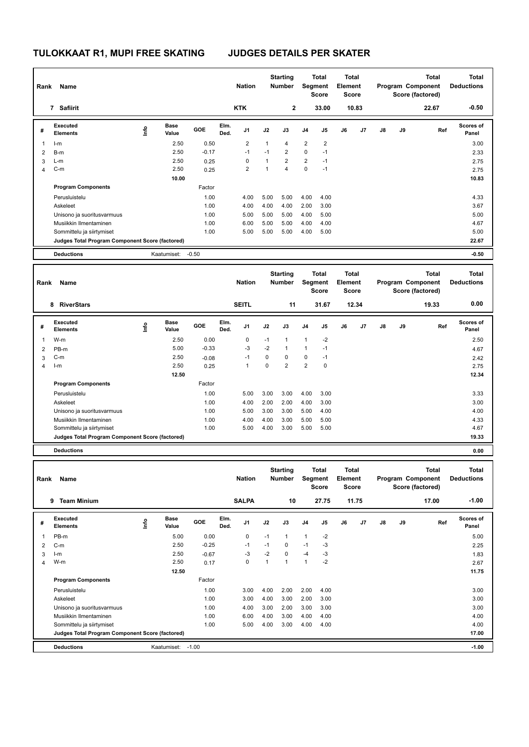# TULOKKAAT R1, MUPI FREE SKATING JUDGES DETAILS PER SKATER

| Rank | Name | Nation | Starting Number | Total Segment Score | Total Element Score | Total Program Component Score (factored) | Total Deductions |
|---|---|---|---|---|---|---|---|
| 7 | Safiirit | KTK | 2 | 33.00 | 10.83 | 22.67 | -0.50 |

| # | Executed Elements | Info | Base Value | GOE | Elm. Ded. | J1 | J2 | J3 | J4 | J5 | J6 | J7 | J8 | J9 | Ref | Scores of Panel |
|---|---|---|---|---|---|---|---|---|---|---|---|---|---|---|---|---|
| 1 | I-m | | 2.50 | 0.50 | | 2 | 1 | 4 | 2 | 2 | | | | | | 3.00 |
| 2 | B-m | | 2.50 | -0.17 | | -1 | -1 | 2 | 0 | -1 | | | | | | 2.33 |
| 3 | L-m | | 2.50 | 0.25 | | 0 | 1 | 2 | 2 | -1 | | | | | | 2.75 |
| 4 | C-m | | 2.50 | 0.25 | | 2 | 1 | 4 | 0 | -1 | | | | | | 2.75 |
| | | | 10.00 | | | | | | | | | | | | | 10.83 |
| | **Program Components** | | | Factor | | | | | | | | | | | | |
| | Perusluistelu | | | 1.00 | | 4.00 | 5.00 | 5.00 | 4.00 | 4.00 | | | | | | 4.33 |
| | Askeleet | | | 1.00 | | 4.00 | 4.00 | 4.00 | 2.00 | 3.00 | | | | | | 3.67 |
| | Unisono ja suoritusvarmuus | | | 1.00 | | 5.00 | 5.00 | 5.00 | 4.00 | 5.00 | | | | | | 5.00 |
| | Musiikkin Ilmentaminen | | | 1.00 | | 6.00 | 5.00 | 5.00 | 4.00 | 4.00 | | | | | | 4.67 |
| | Sommittelu ja siirtymiset | | | 1.00 | | 5.00 | 5.00 | 5.00 | 4.00 | 5.00 | | | | | | 5.00 |
| | Judges Total Program Component Score (factored) | | | | | | | | | | | | | | | 22.67 |
| | **Deductions** | | Kaatumiset: | -0.50 | | | | | | | | | | | | -0.50 |

| Rank | Name | Nation | Starting Number | Total Segment Score | Total Element Score | Total Program Component Score (factored) | Total Deductions |
|---|---|---|---|---|---|---|---|
| 8 | RiverStars | SEITL | 11 | 31.67 | 12.34 | 19.33 | 0.00 |

| # | Executed Elements | Info | Base Value | GOE | Elm. Ded. | J1 | J2 | J3 | J4 | J5 | J6 | J7 | J8 | J9 | Ref | Scores of Panel |
|---|---|---|---|---|---|---|---|---|---|---|---|---|---|---|---|---|
| 1 | W-m | | 2.50 | 0.00 | | 0 | -1 | 1 | 1 | -2 | | | | | | 2.50 |
| 2 | PB-m | | 5.00 | -0.33 | | -3 | -2 | 1 | 1 | -1 | | | | | | 4.67 |
| 3 | C-m | | 2.50 | -0.08 | | -1 | 0 | 0 | 0 | -1 | | | | | | 2.42 |
| 4 | I-m | | 2.50 | 0.25 | | 1 | 0 | 2 | 2 | 0 | | | | | | 2.75 |
| | | | 12.50 | | | | | | | | | | | | | 12.34 |
| | **Program Components** | | | Factor | | | | | | | | | | | | |
| | Perusluistelu | | | 1.00 | | 5.00 | 3.00 | 3.00 | 4.00 | 3.00 | | | | | | 3.33 |
| | Askeleet | | | 1.00 | | 4.00 | 2.00 | 2.00 | 4.00 | 3.00 | | | | | | 3.00 |
| | Unisono ja suoritusvarmuus | | | 1.00 | | 5.00 | 3.00 | 3.00 | 5.00 | 4.00 | | | | | | 4.00 |
| | Musiikkin Ilmentaminen | | | 1.00 | | 4.00 | 4.00 | 3.00 | 5.00 | 5.00 | | | | | | 4.33 |
| | Sommittelu ja siirtymiset | | | 1.00 | | 5.00 | 4.00 | 3.00 | 5.00 | 5.00 | | | | | | 4.67 |
| | Judges Total Program Component Score (factored) | | | | | | | | | | | | | | | 19.33 |
| | **Deductions** | | | | | | | | | | | | | | | 0.00 |

| Rank | Name | Nation | Starting Number | Total Segment Score | Total Element Score | Total Program Component Score (factored) | Total Deductions |
|---|---|---|---|---|---|---|---|
| 9 | Team Minium | SALPA | 10 | 27.75 | 11.75 | 17.00 | -1.00 |

| # | Executed Elements | Info | Base Value | GOE | Elm. Ded. | J1 | J2 | J3 | J4 | J5 | J6 | J7 | J8 | J9 | Ref | Scores of Panel |
|---|---|---|---|---|---|---|---|---|---|---|---|---|---|---|---|---|
| 1 | PB-m | | 5.00 | 0.00 | | 0 | -1 | 1 | 1 | -2 | | | | | | 5.00 |
| 2 | C-m | | 2.50 | -0.25 | | -1 | -1 | 0 | -1 | -3 | | | | | | 2.25 |
| 3 | I-m | | 2.50 | -0.67 | | -3 | -2 | 0 | -4 | -3 | | | | | | 1.83 |
| 4 | W-m | | 2.50 | 0.17 | | 0 | 1 | 1 | 1 | -2 | | | | | | 2.67 |
| | | | 12.50 | | | | | | | | | | | | | 11.75 |
| | **Program Components** | | | Factor | | | | | | | | | | | | |
| | Perusluistelu | | | 1.00 | | 3.00 | 4.00 | 2.00 | 2.00 | 4.00 | | | | | | 3.00 |
| | Askeleet | | | 1.00 | | 3.00 | 4.00 | 3.00 | 2.00 | 3.00 | | | | | | 3.00 |
| | Unisono ja suoritusvarmuus | | | 1.00 | | 4.00 | 3.00 | 2.00 | 3.00 | 3.00 | | | | | | 3.00 |
| | Musiikkin Ilmentaminen | | | 1.00 | | 6.00 | 4.00 | 3.00 | 4.00 | 4.00 | | | | | | 4.00 |
| | Sommittelu ja siirtymiset | | | 1.00 | | 5.00 | 4.00 | 3.00 | 4.00 | 4.00 | | | | | | 4.00 |
| | Judges Total Program Component Score (factored) | | | | | | | | | | | | | | | 17.00 |
| | **Deductions** | | Kaatumiset: | -1.00 | | | | | | | | | | | | -1.00 |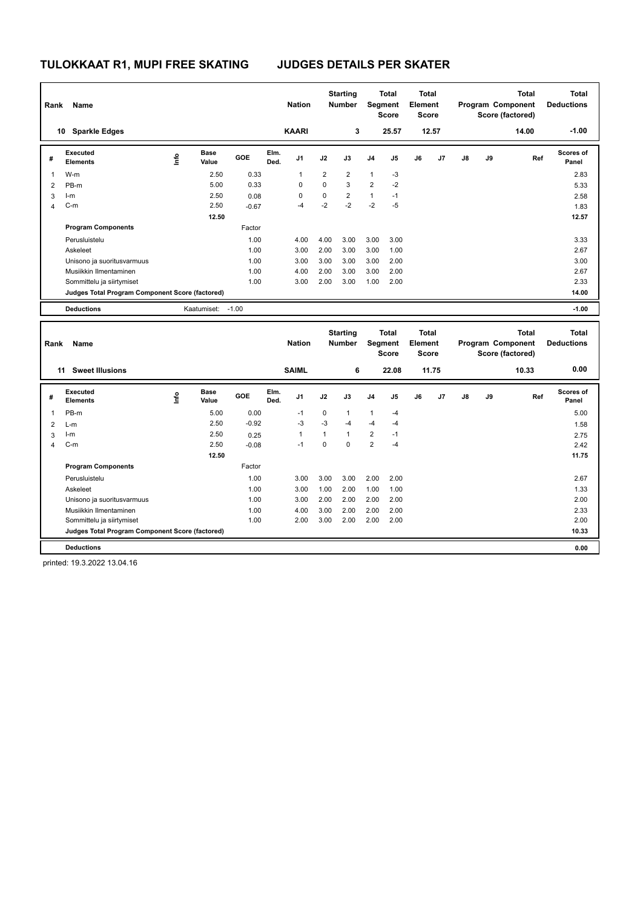# TULOKKAAT R1, MUPI FREE SKATING JUDGES DETAILS PER SKATER

| Rank | Name | Nation | Starting Number | Total Segment Score | Total Element Score | Total Program Component Score (factored) | Total Deductions |
|---|---|---|---|---|---|---|---|
| 10 | Sparkle Edges | KAARI | 3 | 25.57 | 12.57 | 14.00 | -1.00 |

| # | Executed Elements | Info | Base Value | GOE | Elm. Ded. | J1 | J2 | J3 | J4 | J5 | J6 | J7 | J8 | J9 | Ref | Scores of Panel |
|---|---|---|---|---|---|---|---|---|---|---|---|---|---|---|---|---|
| 1 | W-m | | 2.50 | 0.33 | | 1 | 2 | 2 | 1 | -3 | | | | | | 2.83 |
| 2 | PB-m | | 5.00 | 0.33 | | 0 | 0 | 3 | 2 | -2 | | | | | | 5.33 |
| 3 | I-m | | 2.50 | 0.08 | | 0 | 0 | 2 | 1 | -1 | | | | | | 2.58 |
| 4 | C-m | | 2.50 | -0.67 | | -4 | -2 | -2 | -2 | -5 | | | | | | 1.83 |
| | | | 12.50 | | | | | | | | | | | | | 12.57 |
| | **Program Components** | | | Factor | | | | | | | | | | | | |
| | Perusluistelu | | | 1.00 | | 4.00 | 4.00 | 3.00 | 3.00 | 3.00 | | | | | | 3.33 |
| | Askeleet | | | 1.00 | | 3.00 | 2.00 | 3.00 | 3.00 | 1.00 | | | | | | 2.67 |
| | Unisono ja suoritusvarmuus | | | 1.00 | | 3.00 | 3.00 | 3.00 | 3.00 | 2.00 | | | | | | 3.00 |
| | Musiikkin Ilmentaminen | | | 1.00 | | 4.00 | 2.00 | 3.00 | 3.00 | 2.00 | | | | | | 2.67 |
| | Sommittelu ja siirtymiset | | | 1.00 | | 3.00 | 2.00 | 3.00 | 1.00 | 2.00 | | | | | | 2.33 |
| | **Judges Total Program Component Score (factored)** | | | | | | | | | | | | | | | 14.00 |
| | **Deductions** | | Kaatumiset: -1.00 | | | | | | | | | | | | | -1.00 |

| Rank | Name | Nation | Starting Number | Total Segment Score | Total Element Score | Total Program Component Score (factored) | Total Deductions |
|---|---|---|---|---|---|---|---|
| 11 | Sweet Illusions | SAIML | 6 | 22.08 | 11.75 | 10.33 | 0.00 |

| # | Executed Elements | Info | Base Value | GOE | Elm. Ded. | J1 | J2 | J3 | J4 | J5 | J6 | J7 | J8 | J9 | Ref | Scores of Panel |
|---|---|---|---|---|---|---|---|---|---|---|---|---|---|---|---|---|
| 1 | PB-m | | 5.00 | 0.00 | | -1 | 0 | 1 | 1 | -4 | | | | | | 5.00 |
| 2 | L-m | | 2.50 | -0.92 | | -3 | -3 | -4 | -4 | -4 | | | | | | 1.58 |
| 3 | I-m | | 2.50 | 0.25 | | 1 | 1 | 1 | 2 | -1 | | | | | | 2.75 |
| 4 | C-m | | 2.50 | -0.08 | | -1 | 0 | 0 | 2 | -4 | | | | | | 2.42 |
| | | | 12.50 | | | | | | | | | | | | | 11.75 |
| | **Program Components** | | | Factor | | | | | | | | | | | | |
| | Perusluistelu | | | 1.00 | | 3.00 | 3.00 | 3.00 | 2.00 | 2.00 | | | | | | 2.67 |
| | Askeleet | | | 1.00 | | 3.00 | 1.00 | 2.00 | 1.00 | 1.00 | | | | | | 1.33 |
| | Unisono ja suoritusvarmuus | | | 1.00 | | 3.00 | 2.00 | 2.00 | 2.00 | 2.00 | | | | | | 2.00 |
| | Musiikkin Ilmentaminen | | | 1.00 | | 4.00 | 3.00 | 2.00 | 2.00 | 2.00 | | | | | | 2.33 |
| | Sommittelu ja siirtymiset | | | 1.00 | | 2.00 | 3.00 | 2.00 | 2.00 | 2.00 | | | | | | 2.00 |
| | **Judges Total Program Component Score (factored)** | | | | | | | | | | | | | | | 10.33 |
| | **Deductions** | | | | | | | | | | | | | | | 0.00 |

printed: 19.3.2022 13.04.16